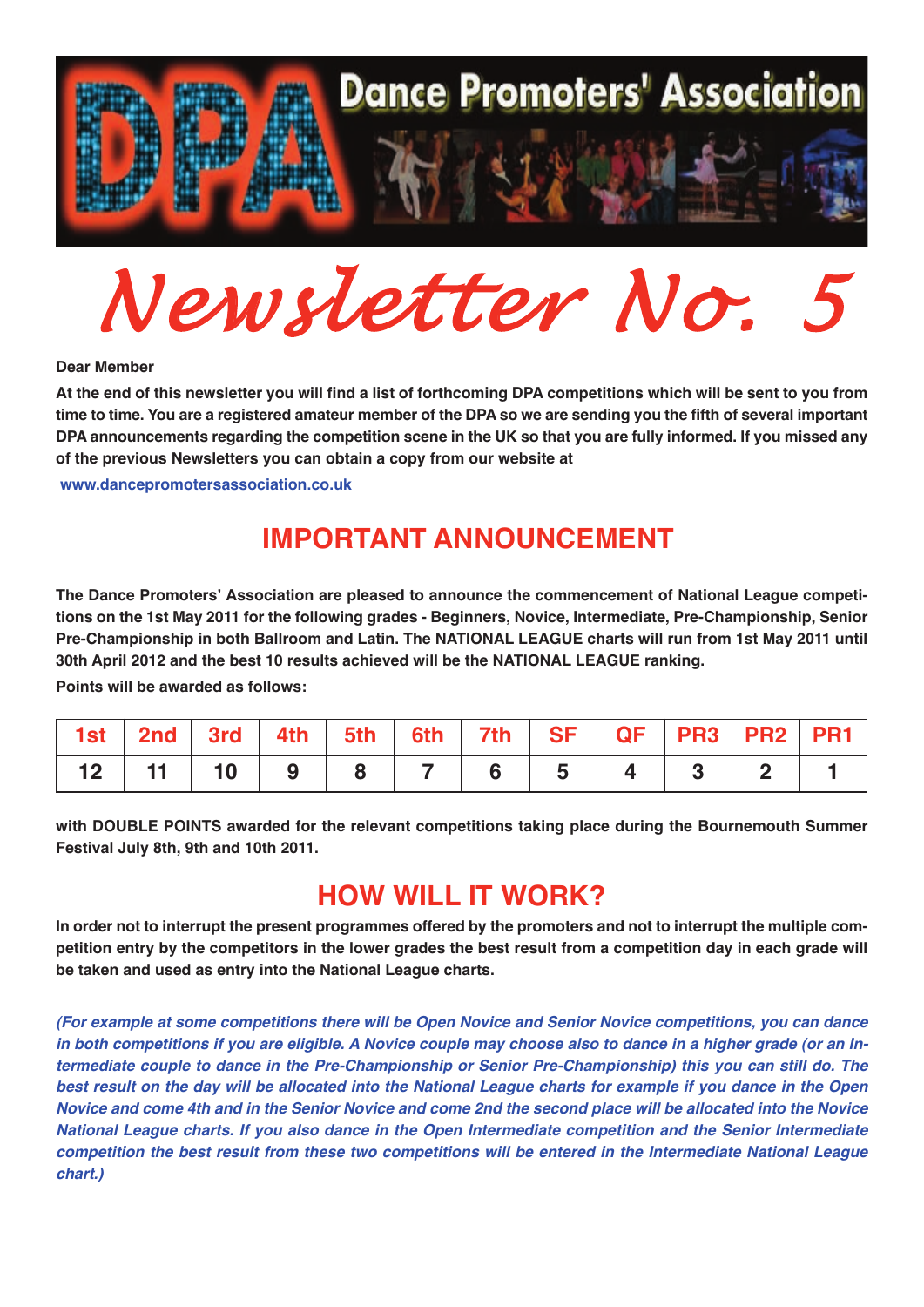# Dance Promoters' Association

# Newsletter No. 5

**Dear Member**

**At the end of this newsletter you will find a list of forthcoming DPA competitions which will be sent to you from time to time. You are a registered amateur member of the DPA so we are sending you the fifth of several important DPA announcements regarding the competition scene in the UK so that you are fully informed. If you missed any of the previous Newsletters you can obtain a copy from our website at**

**www.dancepromotersassociation.co.uk**

## IMPORTANT ANNOUNCEMENT

**The Dance Promoters' Association are pleased to announce the commencement of National League competitions on the 1st May 2011 for the following grades - Beginners, Novice, Intermediate, Pre-Championship, Senior Pre-Championship in both Ballroom and Latin. The NATIONAL LEAGUE charts will run from 1st May 2011 until 30th April 2012 and the best 10 results achieved will be the NATIONAL LEAGUE ranking.**

**Points will be awarded as follows:**

| 1st | 2nd | 3rd | 4th | 5th | 6th | 7th | SF | QF | PR3 | PR2 | PR1 |
|---|---|---|---|---|---|---|---|---|---|---|---|
| 12 | 11 | 10 | 9 | 8 | 7 | 6 | 5 | 4 | 3 | 2 | 1 |

**with DOUBLE POINTS awarded for the relevant competitions taking place during the Bournemouth Summer Festival July 8th, 9th and 10th 2011.**

## HOW WILL IT WORK?

**In order not to interrupt the present programmes offered by the promoters and not to interrupt the multiple competition entry by the competitors in the lower grades the best result from a competition day in each grade will be taken and used as entry into the National League charts.**

***(For example at some competitions there will be Open Novice and Senior Novice competitions, you can dance in both competitions if you are eligible. A Novice couple may choose also to dance in a higher grade (or an Intermediate couple to dance in the Pre-Championship or Senior Pre-Championship) this you can still do. The best result on the day will be allocated into the National League charts for example if you dance in the Open Novice and come 4th and in the Senior Novice and come 2nd the second place will be allocated into the Novice National League charts. If you also dance in the Open Intermediate competition and the Senior Intermediate competition the best result from these two competitions will be entered in the Intermediate National League chart.)***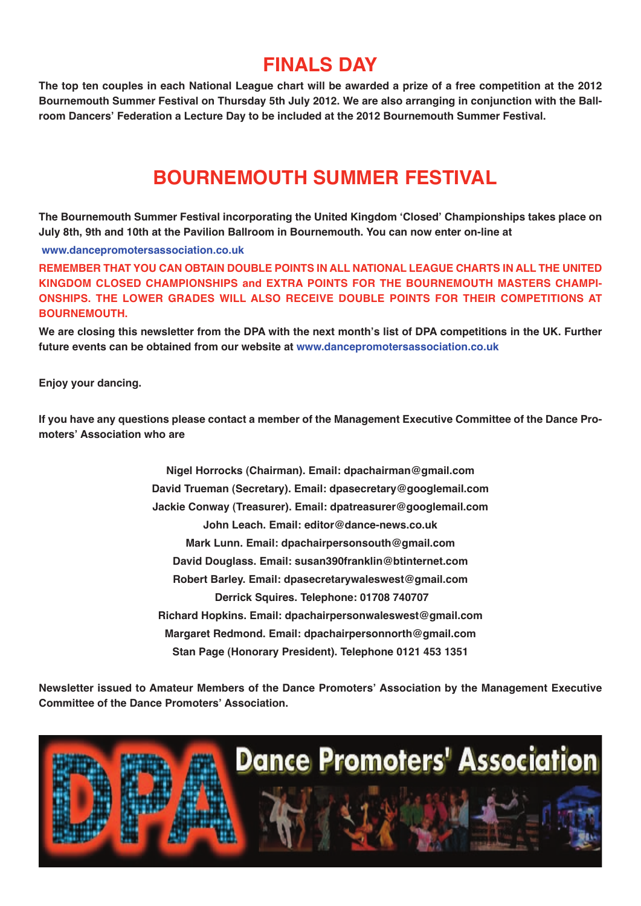# FINALS DAY

**The top ten couples in each National League chart will be awarded a prize of a free competition at the 2012 Bournemouth Summer Festival on Thursday 5th July 2012. We are also arranging in conjunction with the Ballroom Dancers' Federation a Lecture Day to be included at the 2012 Bournemouth Summer Festival.**

# BOURNEMOUTH SUMMER FESTIVAL

**The Bournemouth Summer Festival incorporating the United Kingdom 'Closed' Championships takes place on July 8th, 9th and 10th at the Pavilion Ballroom in Bournemouth. You can now enter on-line at**

**www.dancepromotersassociation.co.uk**

**REMEMBER THAT YOU CAN OBTAIN DOUBLE POINTS IN ALL NATIONAL LEAGUE CHARTS IN ALL THE UNITED KINGDOM CLOSED CHAMPIONSHIPS and EXTRA POINTS FOR THE BOURNEMOUTH MASTERS CHAMPIONSHIPS. THE LOWER GRADES WILL ALSO RECEIVE DOUBLE POINTS FOR THEIR COMPETITIONS AT BOURNEMOUTH.**

**We are closing this newsletter from the DPA with the next month's list of DPA competitions in the UK. Further future events can be obtained from our website at www.dancepromotersassociation.co.uk**

**Enjoy your dancing.**

**If you have any questions please contact a member of the Management Executive Committee of the Dance Promoters' Association who are**

**Nigel Horrocks (Chairman). Email: dpachairman@gmail.com**
**David Trueman (Secretary). Email: dpasecretary@googlemail.com**
**Jackie Conway (Treasurer). Email: dpatreasurer@googlemail.com**
**John Leach. Email: editor@dance-news.co.uk**
**Mark Lunn. Email: dpachairpersonsouth@gmail.com**
**David Douglass. Email: susan390franklin@btinternet.com**
**Robert Barley. Email: dpasecretarywaleswest@gmail.com**
**Derrick Squires. Telephone: 01708 740707**
**Richard Hopkins. Email: dpachairpersonwaleswest@gmail.com**
**Margaret Redmond. Email: dpachairpersonnorth@gmail.com**
**Stan Page (Honorary President). Telephone 0121 453 1351**

**Newsletter issued to Amateur Members of the Dance Promoters' Association by the Management Executive Committee of the Dance Promoters' Association.**

DPA Dance Promoters' Association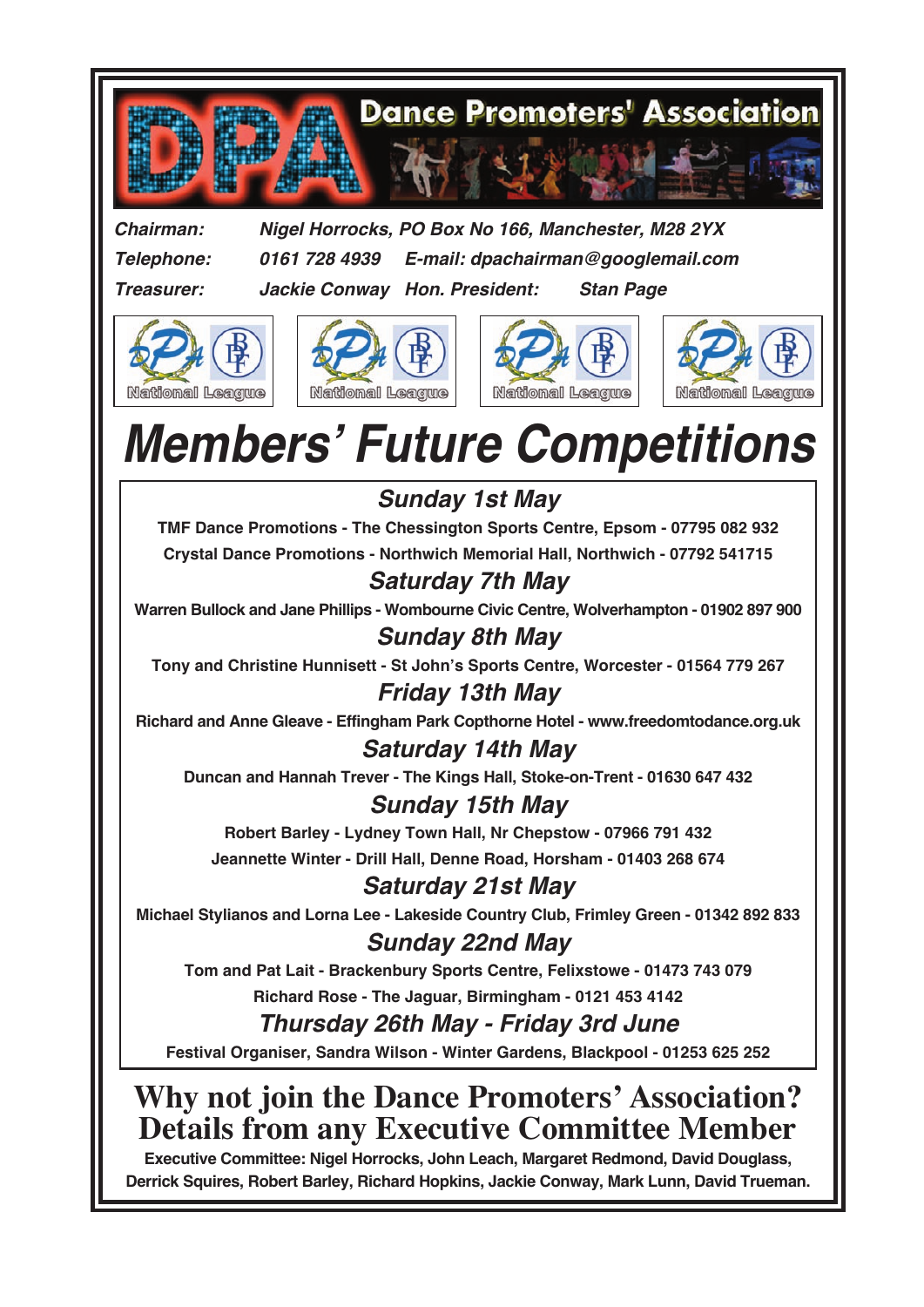# Dance Promoters' Association

**Chairman:** Nigel Horrocks, PO Box No 166, Manchester, M28 2YX

**Telephone:** 0161 728 4939 E-mail: dpachairman@googlemail.com

**Treasurer:** Jackie Conway Hon. President: Stan Page

National League National League National League National League

# Members' Future Competitions

## Sunday 1st May

**TMF Dance Promotions - The Chessington Sports Centre, Epsom - 07795 082 932**

**Crystal Dance Promotions - Northwich Memorial Hall, Northwich - 07792 541715**

## Saturday 7th May

**Warren Bullock and Jane Phillips - Wombourne Civic Centre, Wolverhampton - 01902 897 900**

## Sunday 8th May

**Tony and Christine Hunnisett - St John's Sports Centre, Worcester - 01564 779 267**

## Friday 13th May

**Richard and Anne Gleave - Effingham Park Copthorne Hotel - www.freedomtodance.org.uk**

## Saturday 14th May

**Duncan and Hannah Trever - The Kings Hall, Stoke-on-Trent - 01630 647 432**

## Sunday 15th May

**Robert Barley - Lydney Town Hall, Nr Chepstow - 07966 791 432**

**Jeannette Winter - Drill Hall, Denne Road, Horsham - 01403 268 674**

## Saturday 21st May

**Michael Stylianos and Lorna Lee - Lakeside Country Club, Frimley Green - 01342 892 833**

## Sunday 22nd May

**Tom and Pat Lait - Brackenbury Sports Centre, Felixstowe - 01473 743 079**

**Richard Rose - The Jaguar, Birmingham - 0121 453 4142**

## Thursday 26th May - Friday 3rd June

**Festival Organiser, Sandra Wilson - Winter Gardens, Blackpool - 01253 625 252**

## Why not join the Dance Promoters' Association? Details from any Executive Committee Member

**Executive Committee: Nigel Horrocks, John Leach, Margaret Redmond, David Douglass, Derrick Squires, Robert Barley, Richard Hopkins, Jackie Conway, Mark Lunn, David Trueman.**